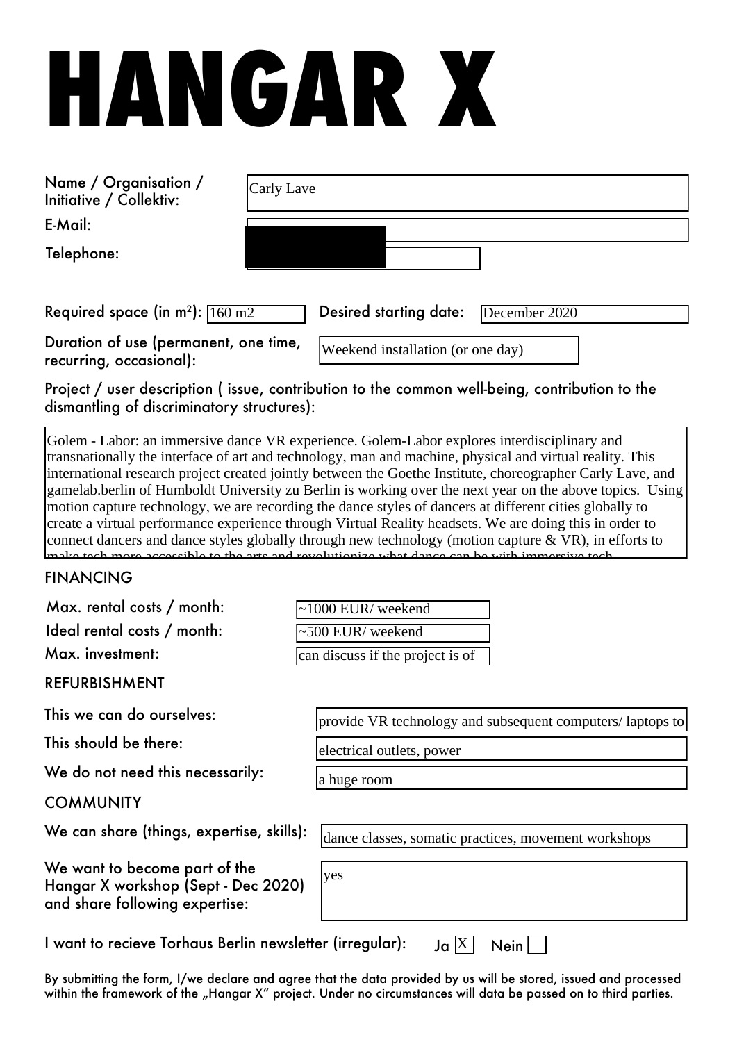# HANGAR X

| | |
|---|---|
| Name / Organisation / Initiative / Collektiv: | Carly Lave |
| E-Mail: | |
| Telephone: | |

Required space (in m²): 160 m2 | Desired starting date: December 2020

Duration of use (permanent, one time, recurring, occasional): Weekend installation (or one day)

Project / user description ( issue, contribution to the common well-being, contribution to the dismantling of discriminatory structures):

Golem - Labor: an immersive dance VR experience. Golem-Labor explores interdisciplinary and transnationally the interface of art and technology, man and machine, physical and virtual reality. This international research project created jointly between the Goethe Institute, choreographer Carly Lave, and gamelab.berlin of Humboldt University zu Berlin is working over the next year on the above topics. Using motion capture technology, we are recording the dance styles of dancers at different cities globally to create a virtual performance experience through Virtual Reality headsets. We are doing this in order to connect dancers and dance styles globally through new technology (motion capture & VR), in efforts to make tech more accessible to the arts and revolutionize what dance can be with immersive tech

## FINANCING

| | |
|---|---|
| Max. rental costs / month: | ~1000 EUR/ weekend |
| Ideal rental costs / month: | ~500 EUR/ weekend |
| Max. investment: | can discuss if the project is of |

## REFURBISHMENT

| | |
|---|---|
| This we can do ourselves: | provide VR technology and subsequent computers/ laptops to |
| This should be there: | electrical outlets, power |
| We do not need this necessarily: | a huge room |

## COMMUNITY

| | |
|---|---|
| We can share (things, expertise, skills): | dance classes, somatic practices, movement workshops |
| We want to become part of the Hangar X workshop (Sept - Dec 2020) and share following expertise: | yes |

I want to recieve Torhaus Berlin newsletter (irregular): Ja [X] Nein [ ]

By submitting the form, I/we declare and agree that the data provided by us will be stored, issued and processed within the framework of the „Hangar X" project. Under no circumstances will data be passed on to third parties.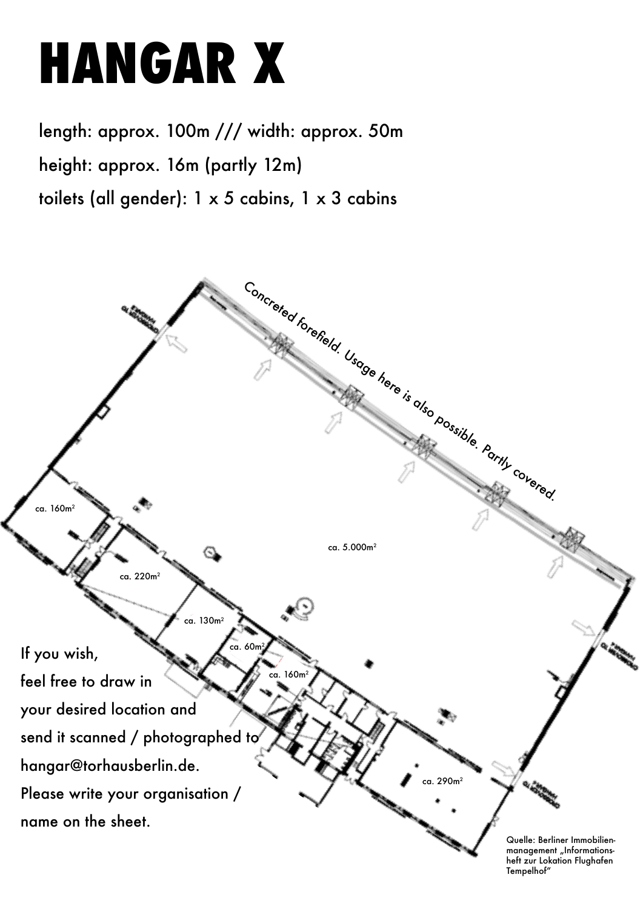# HANGAR X

length: approx. 100m /// width: approx. 50m

height: approx. 16m (partly 12m)

toilets (all gender): 1 x 5 cabins, 1 x 3 cabins

Concreted forefield. Usage here is also possible. Partly covered.

ca. 160m²

ca. 220m²

ca. 130m²

ca. 60m²

ca. 160m²

ca. 5.000m²

ca. 290m²

If you wish, feel free to draw in your desired location and send it scanned / photographed to hangar@torhausberlin.de. Please write your organisation / name on the sheet.

Quelle: Berliner Immobilienmanagement „Informationsheft zur Lokation Flughafen Tempelhof"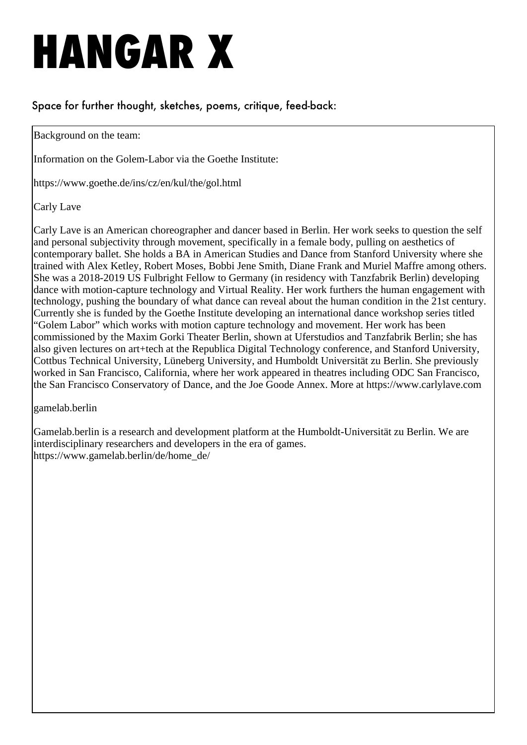# HANGAR X

Space for further thought, sketches, poems, critique, feed-back:

Background on the team:

Information on the Golem-Labor via the Goethe Institute:

https://www.goethe.de/ins/cz/en/kul/the/gol.html

Carly Lave

Carly Lave is an American choreographer and dancer based in Berlin. Her work seeks to question the self and personal subjectivity through movement, specifically in a female body, pulling on aesthetics of contemporary ballet. She holds a BA in American Studies and Dance from Stanford University where she trained with Alex Ketley, Robert Moses, Bobbi Jene Smith, Diane Frank and Muriel Maffre among others. She was a 2018-2019 US Fulbright Fellow to Germany (in residency with Tanzfabrik Berlin) developing dance with motion-capture technology and Virtual Reality. Her work furthers the human engagement with technology, pushing the boundary of what dance can reveal about the human condition in the 21st century. Currently she is funded by the Goethe Institute developing an international dance workshop series titled "Golem Labor" which works with motion capture technology and movement. Her work has been commissioned by the Maxim Gorki Theater Berlin, shown at Uferstudios and Tanzfabrik Berlin; she has also given lectures on art+tech at the Republica Digital Technology conference, and Stanford University, Cottbus Technical University, Lüneberg University, and Humboldt Universität zu Berlin. She previously worked in San Francisco, California, where her work appeared in theatres including ODC San Francisco, the San Francisco Conservatory of Dance, and the Joe Goode Annex. More at https://www.carlylave.com

gamelab.berlin

Gamelab.berlin is a research and development platform at the Humboldt-Universität zu Berlin. We are interdisciplinary researchers and developers in the era of games.
https://www.gamelab.berlin/de/home_de/